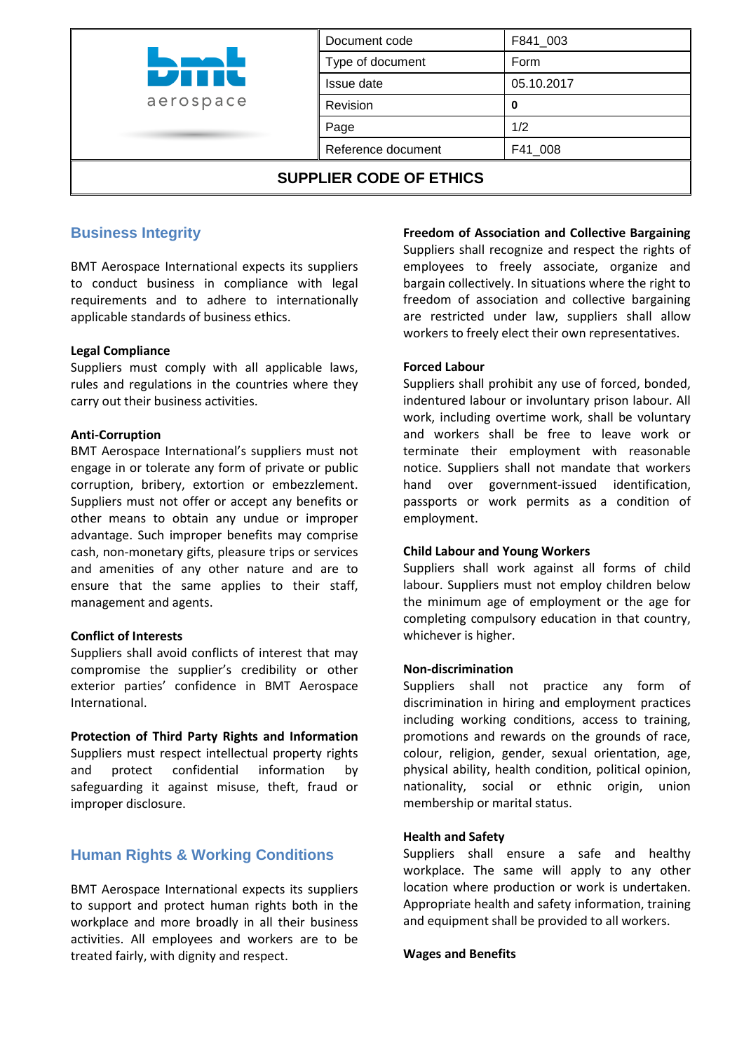| bmt aerospace | Document code | F841_003 |
|---|---|---|
| | Type of document | Form |
| | Issue date | 05.10.2017 |
| | Revision | **0** |
| | Reference document | F41_008 |

# SUPPLIER CODE OF ETHICS

## Business Integrity

BMT Aerospace International expects its suppliers to conduct business in compliance with legal requirements and to adhere to internationally applicable standards of business ethics.

**Legal Compliance**
Suppliers must comply with all applicable laws, rules and regulations in the countries where they carry out their business activities.

**Anti-Corruption**
BMT Aerospace International's suppliers must not engage in or tolerate any form of private or public corruption, bribery, extortion or embezzlement. Suppliers must not offer or accept any benefits or other means to obtain any undue or improper advantage. Such improper benefits may comprise cash, non-monetary gifts, pleasure trips or services and amenities of any other nature and are to ensure that the same applies to their staff, management and agents.

**Conflict of Interests**
Suppliers shall avoid conflicts of interest that may compromise the supplier's credibility or other exterior parties' confidence in BMT Aerospace International.

**Protection of Third Party Rights and Information**
Suppliers must respect intellectual property rights and protect confidential information by safeguarding it against misuse, theft, fraud or improper disclosure.

## Human Rights & Working Conditions

BMT Aerospace International expects its suppliers to support and protect human rights both in the workplace and more broadly in all their business activities. All employees and workers are to be treated fairly, with dignity and respect.

**Freedom of Association and Collective Bargaining**
Suppliers shall recognize and respect the rights of employees to freely associate, organize and bargain collectively. In situations where the right to freedom of association and collective bargaining are restricted under law, suppliers shall allow workers to freely elect their own representatives.

**Forced Labour**
Suppliers shall prohibit any use of forced, bonded, indentured labour or involuntary prison labour. All work, including overtime work, shall be voluntary and workers shall be free to leave work or terminate their employment with reasonable notice. Suppliers shall not mandate that workers hand over government-issued identification, passports or work permits as a condition of employment.

**Child Labour and Young Workers**
Suppliers shall work against all forms of child labour. Suppliers must not employ children below the minimum age of employment or the age for completing compulsory education in that country, whichever is higher.

**Non-discrimination**
Suppliers shall not practice any form of discrimination in hiring and employment practices including working conditions, access to training, promotions and rewards on the grounds of race, colour, religion, gender, sexual orientation, age, physical ability, health condition, political opinion, nationality, social or ethnic origin, union membership or marital status.

**Health and Safety**
Suppliers shall ensure a safe and healthy workplace. The same will apply to any other location where production or work is undertaken. Appropriate health and safety information, training and equipment shall be provided to all workers.

**Wages and Benefits**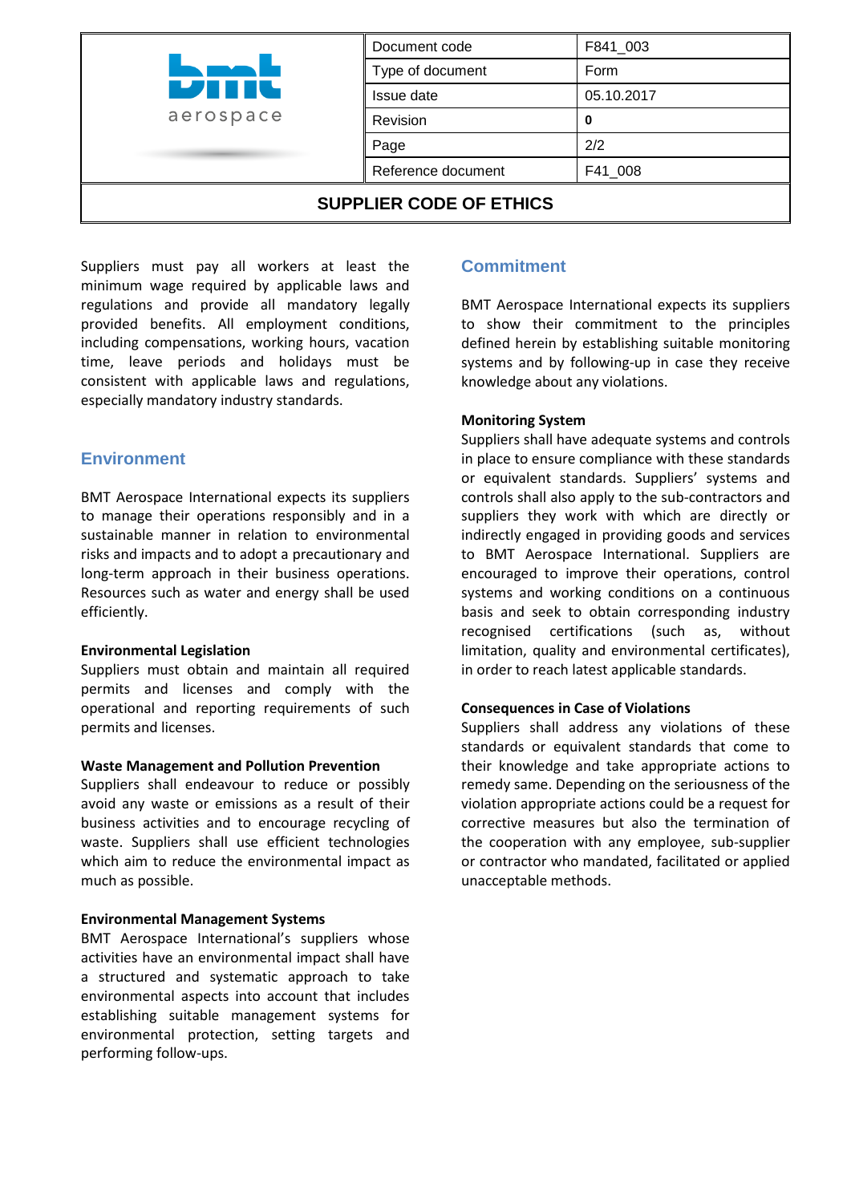Suppliers must pay all workers at least the minimum wage required by applicable laws and regulations and provide all mandatory legally provided benefits. All employment conditions, including compensations, working hours, vacation time, leave periods and holidays must be consistent with applicable laws and regulations, especially mandatory industry standards.

## Environment

BMT Aerospace International expects its suppliers to manage their operations responsibly and in a sustainable manner in relation to environmental risks and impacts and to adopt a precautionary and long-term approach in their business operations. Resources such as water and energy shall be used efficiently.

**Environmental Legislation**
Suppliers must obtain and maintain all required permits and licenses and comply with the operational and reporting requirements of such permits and licenses.

**Waste Management and Pollution Prevention**
Suppliers shall endeavour to reduce or possibly avoid any waste or emissions as a result of their business activities and to encourage recycling of waste. Suppliers shall use efficient technologies which aim to reduce the environmental impact as much as possible.

**Environmental Management Systems**
BMT Aerospace International's suppliers whose activities have an environmental impact shall have a structured and systematic approach to take environmental aspects into account that includes establishing suitable management systems for environmental protection, setting targets and performing follow-ups.

## Commitment

BMT Aerospace International expects its suppliers to show their commitment to the principles defined herein by establishing suitable monitoring systems and by following-up in case they receive knowledge about any violations.

**Monitoring System**
Suppliers shall have adequate systems and controls in place to ensure compliance with these standards or equivalent standards. Suppliers' systems and controls shall also apply to the sub-contractors and suppliers they work with which are directly or indirectly engaged in providing goods and services to BMT Aerospace International. Suppliers are encouraged to improve their operations, control systems and working conditions on a continuous basis and seek to obtain corresponding industry recognised certifications (such as, without limitation, quality and environmental certificates), in order to reach latest applicable standards.

**Consequences in Case of Violations**
Suppliers shall address any violations of these standards or equivalent standards that come to their knowledge and take appropriate actions to remedy same. Depending on the seriousness of the violation appropriate actions could be a request for corrective measures but also the termination of the cooperation with any employee, sub-supplier or contractor who mandated, facilitated or applied unacceptable methods.